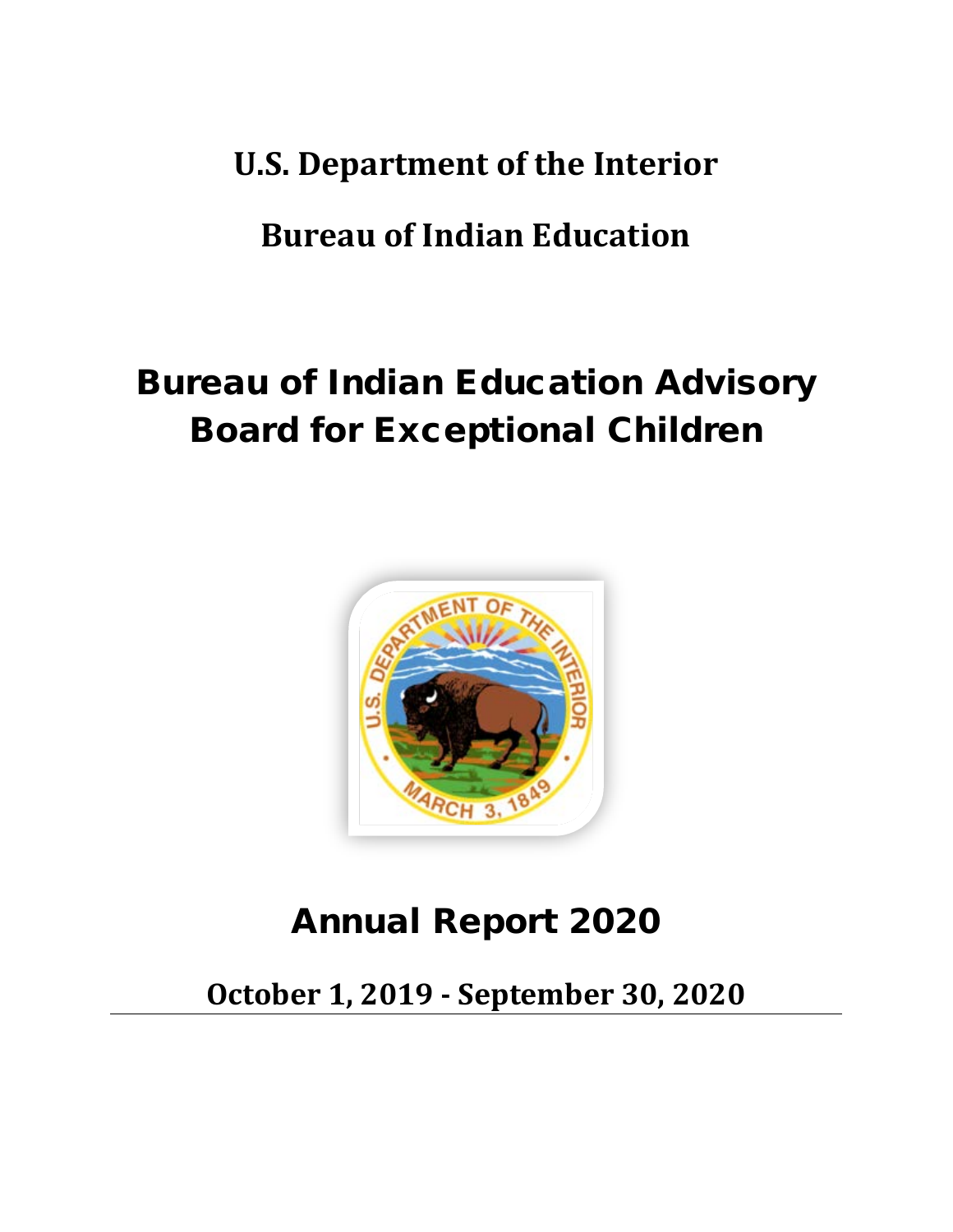# U.S. Department of the Interior

# Bureau of Indian Education

# Bureau of Indian Education Advisory Board for Exceptional Children

# Annual Report 2020

**October 1, 2019 - September 30, 2020**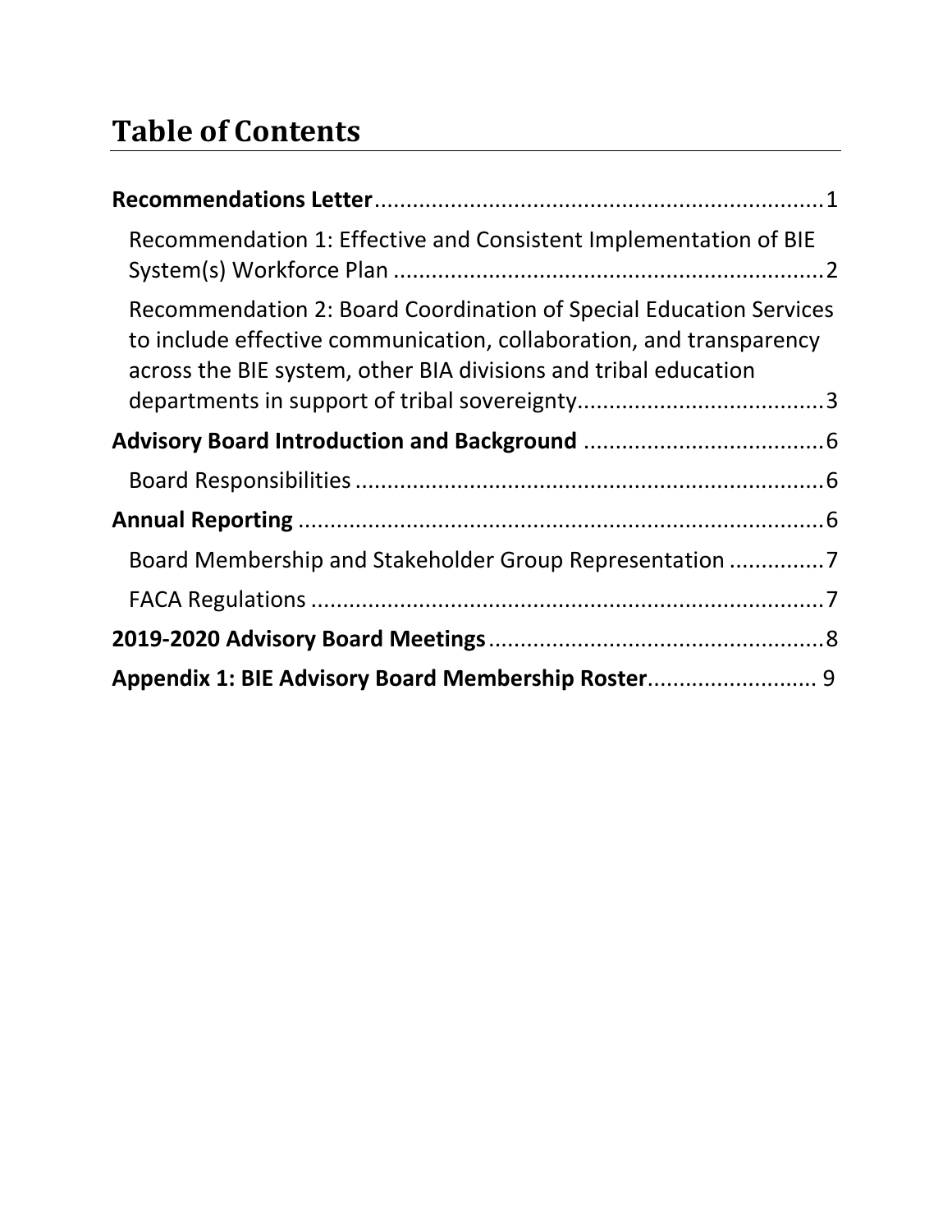# Table of Contents

**Recommendations Letter**....................................................................1

Recommendation 1: Effective and Consistent Implementation of BIE System(s) Workforce Plan ....................................................................2

Recommendation 2: Board Coordination of Special Education Services to include effective communication, collaboration, and transparency across the BIE system, other BIA divisions and tribal education departments in support of tribal sovereignty.......................................3

**Advisory Board Introduction and Background** ......................................6

Board Responsibilities ..........................................................................6

**Annual Reporting** ..................................................................................6

Board Membership and Stakeholder Group Representation ...............7

FACA Regulations ..................................................................................7

**2019-2020 Advisory Board Meetings**......................................................8

**Appendix 1: BIE Advisory Board Membership Roster**.......................... 9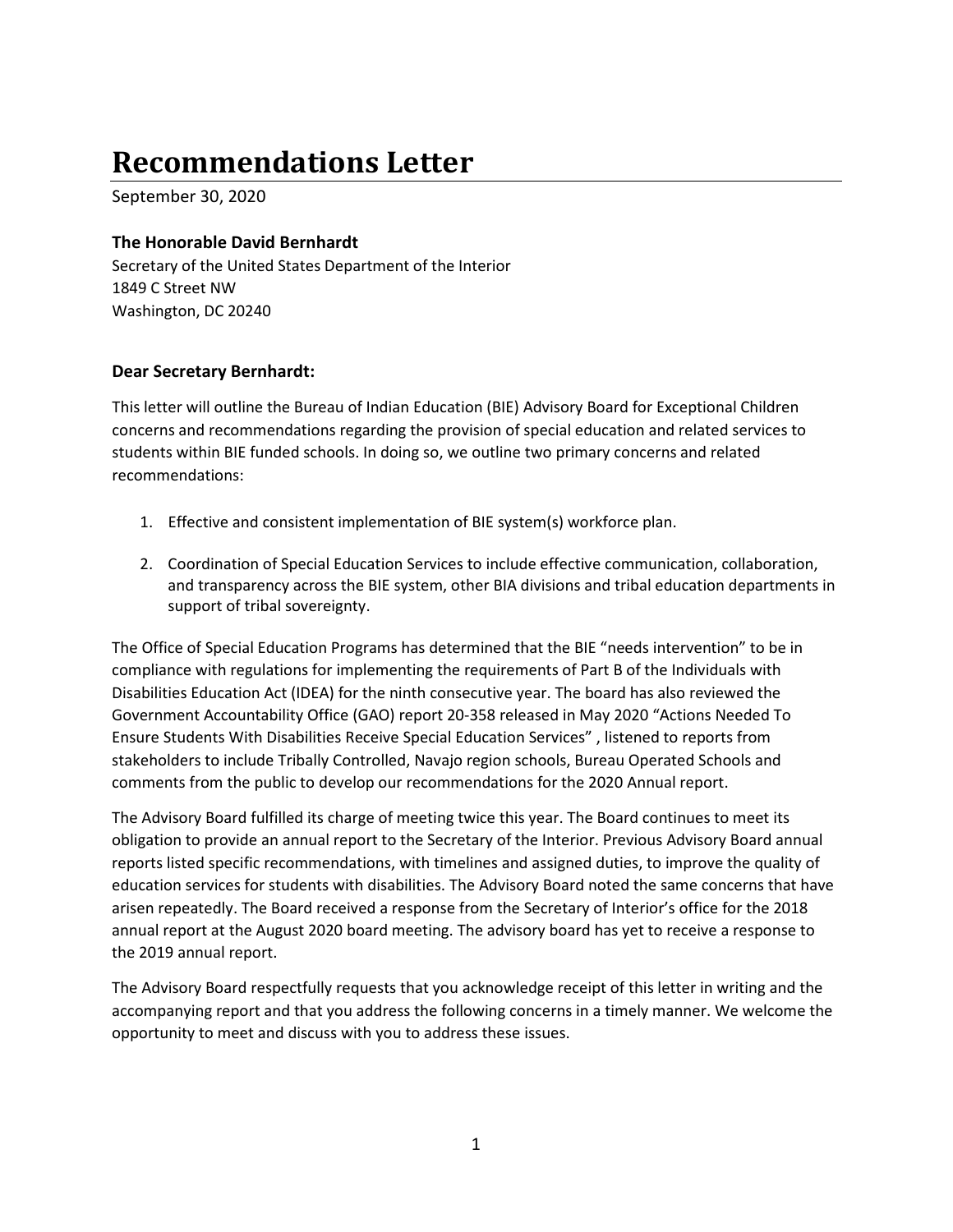# Recommendations Letter

September 30, 2020

**The Honorable David Bernhardt**
Secretary of the United States Department of the Interior
1849 C Street NW
Washington, DC 20240

**Dear Secretary Bernhardt:**

This letter will outline the Bureau of Indian Education (BIE) Advisory Board for Exceptional Children concerns and recommendations regarding the provision of special education and related services to students within BIE funded schools. In doing so, we outline two primary concerns and related recommendations:

1. Effective and consistent implementation of BIE system(s) workforce plan.
2. Coordination of Special Education Services to include effective communication, collaboration, and transparency across the BIE system, other BIA divisions and tribal education departments in support of tribal sovereignty.

The Office of Special Education Programs has determined that the BIE "needs intervention" to be in compliance with regulations for implementing the requirements of Part B of the Individuals with Disabilities Education Act (IDEA) for the ninth consecutive year. The board has also reviewed the Government Accountability Office (GAO) report 20-358 released in May 2020 "Actions Needed To Ensure Students With Disabilities Receive Special Education Services" , listened to reports from stakeholders to include Tribally Controlled, Navajo region schools, Bureau Operated Schools and comments from the public to develop our recommendations for the 2020 Annual report.

The Advisory Board fulfilled its charge of meeting twice this year. The Board continues to meet its obligation to provide an annual report to the Secretary of the Interior. Previous Advisory Board annual reports listed specific recommendations, with timelines and assigned duties, to improve the quality of education services for students with disabilities. The Advisory Board noted the same concerns that have arisen repeatedly. The Board received a response from the Secretary of Interior's office for the 2018 annual report at the August 2020 board meeting. The advisory board has yet to receive a response to the 2019 annual report.

The Advisory Board respectfully requests that you acknowledge receipt of this letter in writing and the accompanying report and that you address the following concerns in a timely manner. We welcome the opportunity to meet and discuss with you to address these issues.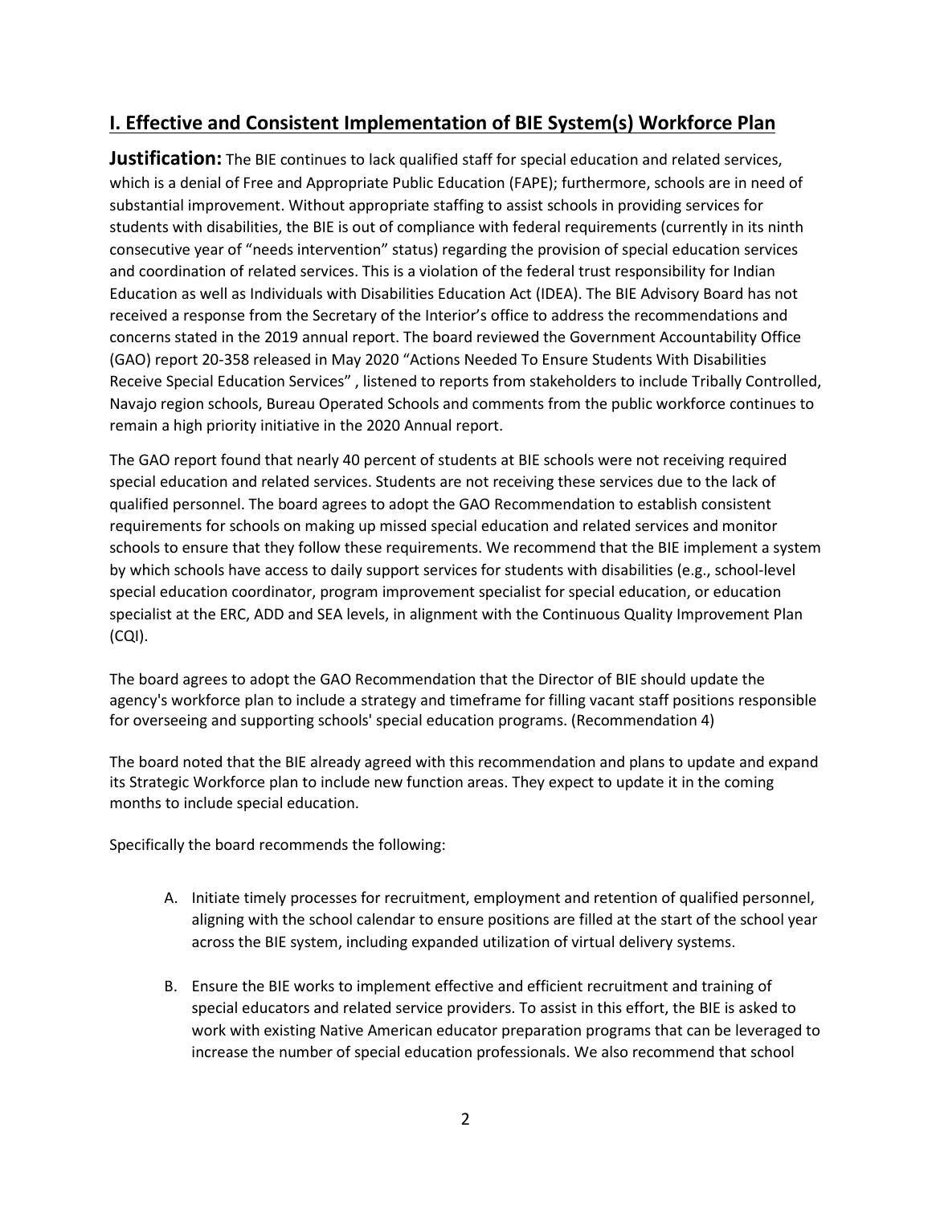## I. Effective and Consistent Implementation of BIE System(s) Workforce Plan

**Justification:** The BIE continues to lack qualified staff for special education and related services, which is a denial of Free and Appropriate Public Education (FAPE); furthermore, schools are in need of substantial improvement. Without appropriate staffing to assist schools in providing services for students with disabilities, the BIE is out of compliance with federal requirements (currently in its ninth consecutive year of "needs intervention" status) regarding the provision of special education services and coordination of related services. This is a violation of the federal trust responsibility for Indian Education as well as Individuals with Disabilities Education Act (IDEA). The BIE Advisory Board has not received a response from the Secretary of the Interior's office to address the recommendations and concerns stated in the 2019 annual report. The board reviewed the Government Accountability Office (GAO) report 20-358 released in May 2020 "Actions Needed To Ensure Students With Disabilities Receive Special Education Services" , listened to reports from stakeholders to include Tribally Controlled, Navajo region schools, Bureau Operated Schools and comments from the public workforce continues to remain a high priority initiative in the 2020 Annual report.

The GAO report found that nearly 40 percent of students at BIE schools were not receiving required special education and related services. Students are not receiving these services due to the lack of qualified personnel. The board agrees to adopt the GAO Recommendation to establish consistent requirements for schools on making up missed special education and related services and monitor schools to ensure that they follow these requirements. We recommend that the BIE implement a system by which schools have access to daily support services for students with disabilities (e.g., school-level special education coordinator, program improvement specialist for special education, or education specialist at the ERC, ADD and SEA levels, in alignment with the Continuous Quality Improvement Plan (CQI).

The board agrees to adopt the GAO Recommendation that the Director of BIE should update the agency's workforce plan to include a strategy and timeframe for filling vacant staff positions responsible for overseeing and supporting schools' special education programs. (Recommendation 4)

The board noted that the BIE already agreed with this recommendation and plans to update and expand its Strategic Workforce plan to include new function areas. They expect to update it in the coming months to include special education.

Specifically the board recommends the following:

A. Initiate timely processes for recruitment, employment and retention of qualified personnel, aligning with the school calendar to ensure positions are filled at the start of the school year across the BIE system, including expanded utilization of virtual delivery systems.

B. Ensure the BIE works to implement effective and efficient recruitment and training of special educators and related service providers. To assist in this effort, the BIE is asked to work with existing Native American educator preparation programs that can be leveraged to increase the number of special education professionals. We also recommend that school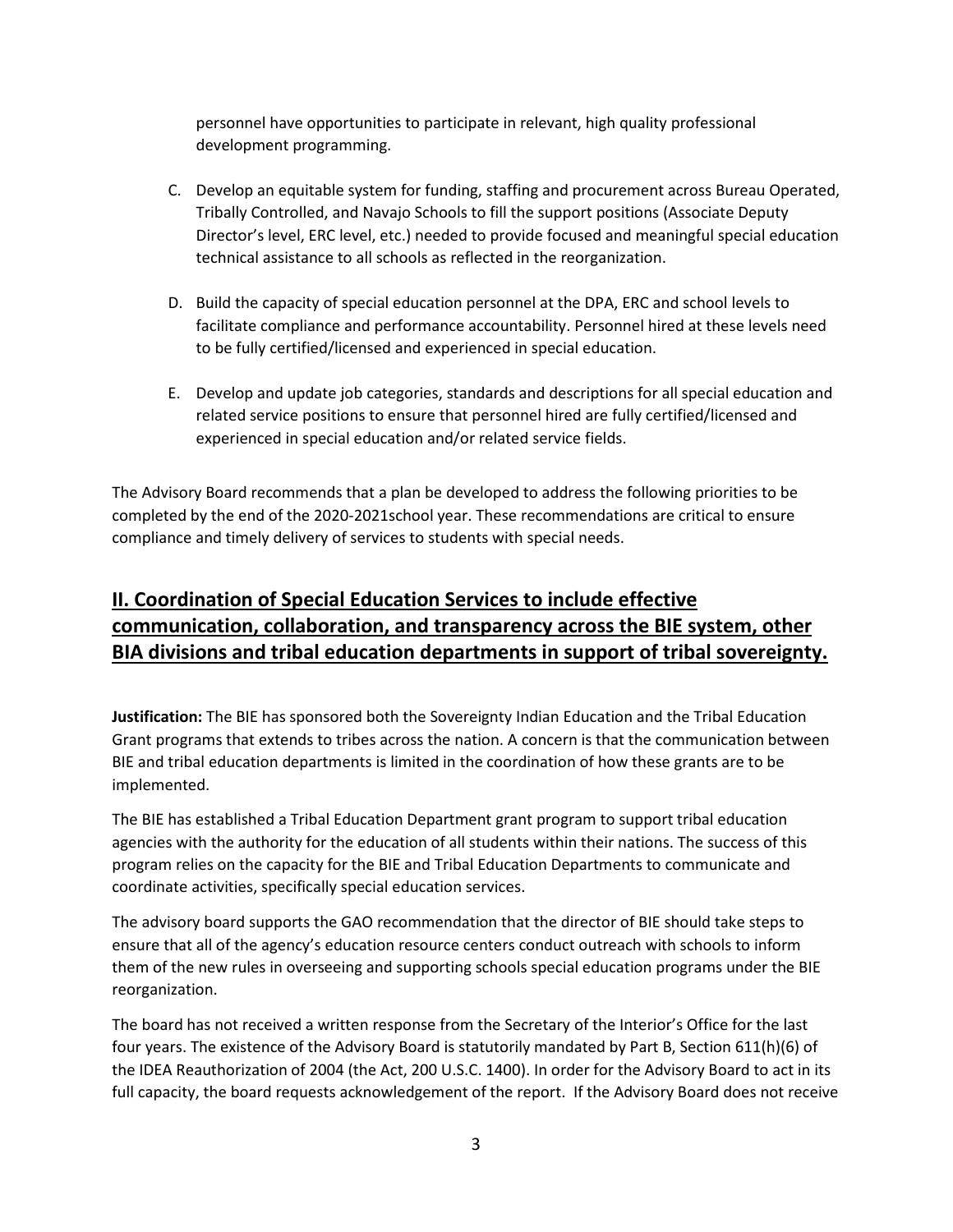personnel have opportunities to participate in relevant, high quality professional development programming.

C. Develop an equitable system for funding, staffing and procurement across Bureau Operated, Tribally Controlled, and Navajo Schools to fill the support positions (Associate Deputy Director's level, ERC level, etc.) needed to provide focused and meaningful special education technical assistance to all schools as reflected in the reorganization.

D. Build the capacity of special education personnel at the DPA, ERC and school levels to facilitate compliance and performance accountability. Personnel hired at these levels need to be fully certified/licensed and experienced in special education.

E. Develop and update job categories, standards and descriptions for all special education and related service positions to ensure that personnel hired are fully certified/licensed and experienced in special education and/or related service fields.

The Advisory Board recommends that a plan be developed to address the following priorities to be completed by the end of the 2020-2021school year. These recommendations are critical to ensure compliance and timely delivery of services to students with special needs.

## II. Coordination of Special Education Services to include effective communication, collaboration, and transparency across the BIE system, other BIA divisions and tribal education departments in support of tribal sovereignty.

**Justification:** The BIE has sponsored both the Sovereignty Indian Education and the Tribal Education Grant programs that extends to tribes across the nation. A concern is that the communication between BIE and tribal education departments is limited in the coordination of how these grants are to be implemented.

The BIE has established a Tribal Education Department grant program to support tribal education agencies with the authority for the education of all students within their nations. The success of this program relies on the capacity for the BIE and Tribal Education Departments to communicate and coordinate activities, specifically special education services.

The advisory board supports the GAO recommendation that the director of BIE should take steps to ensure that all of the agency's education resource centers conduct outreach with schools to inform them of the new rules in overseeing and supporting schools special education programs under the BIE reorganization.

The board has not received a written response from the Secretary of the Interior's Office for the last four years. The existence of the Advisory Board is statutorily mandated by Part B, Section 611(h)(6) of the IDEA Reauthorization of 2004 (the Act, 200 U.S.C. 1400). In order for the Advisory Board to act in its full capacity, the board requests acknowledgement of the report. If the Advisory Board does not receive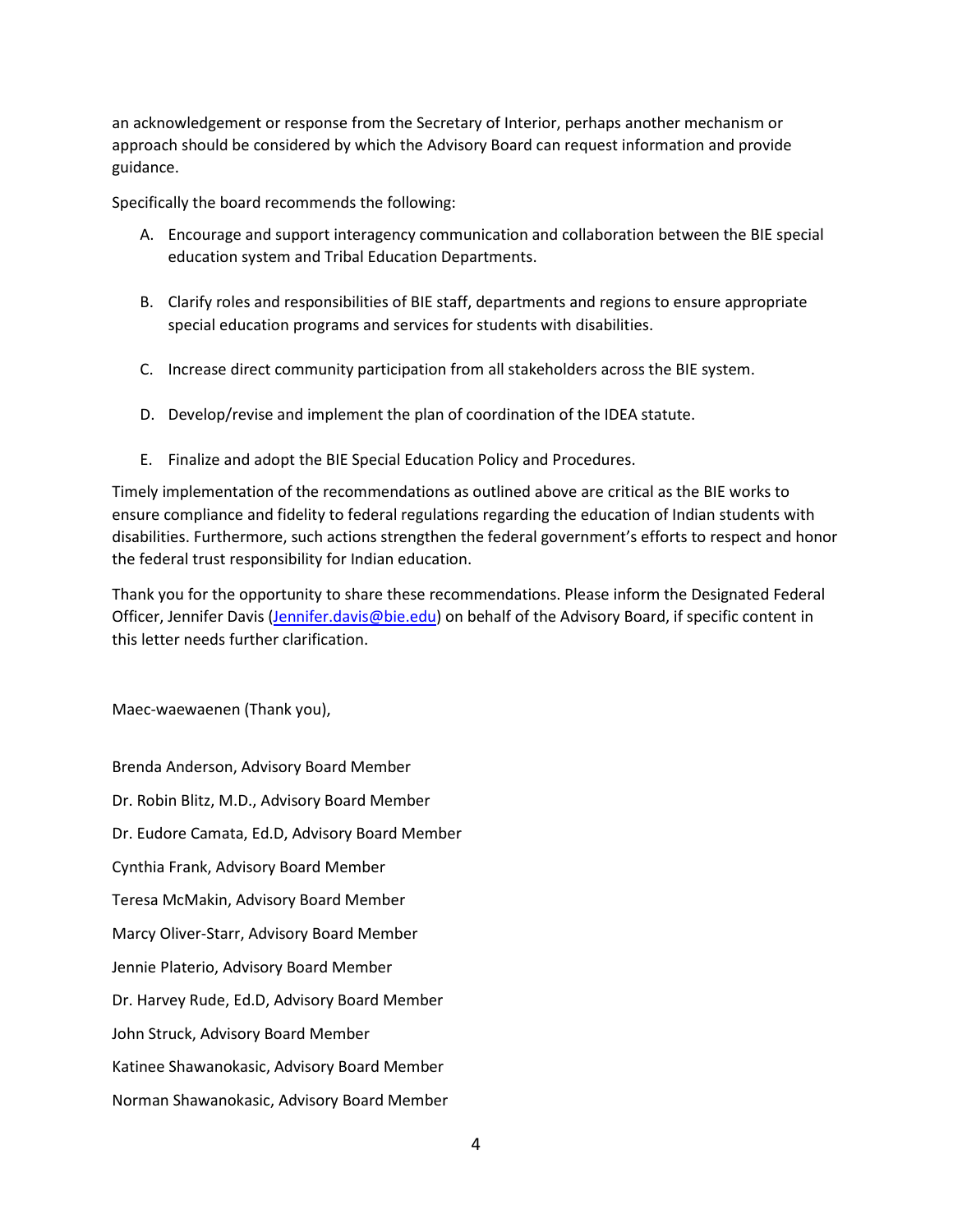an acknowledgement or response from the Secretary of Interior, perhaps another mechanism or approach should be considered by which the Advisory Board can request information and provide guidance.

Specifically the board recommends the following:

A. Encourage and support interagency communication and collaboration between the BIE special education system and Tribal Education Departments.

B. Clarify roles and responsibilities of BIE staff, departments and regions to ensure appropriate special education programs and services for students with disabilities.

C. Increase direct community participation from all stakeholders across the BIE system.

D. Develop/revise and implement the plan of coordination of the IDEA statute.

E. Finalize and adopt the BIE Special Education Policy and Procedures.

Timely implementation of the recommendations as outlined above are critical as the BIE works to ensure compliance and fidelity to federal regulations regarding the education of Indian students with disabilities. Furthermore, such actions strengthen the federal government's efforts to respect and honor the federal trust responsibility for Indian education.

Thank you for the opportunity to share these recommendations. Please inform the Designated Federal Officer, Jennifer Davis (Jennifer.davis@bie.edu) on behalf of the Advisory Board, if specific content in this letter needs further clarification.

Maec-waewaenen (Thank you),

Brenda Anderson, Advisory Board Member

Dr. Robin Blitz, M.D., Advisory Board Member

Dr. Eudore Camata, Ed.D, Advisory Board Member

Cynthia Frank, Advisory Board Member

Teresa McMakin, Advisory Board Member

Marcy Oliver-Starr, Advisory Board Member

Jennie Platerio, Advisory Board Member

Dr. Harvey Rude, Ed.D, Advisory Board Member

John Struck, Advisory Board Member

Katinee Shawanokasic, Advisory Board Member

Norman Shawanokasic, Advisory Board Member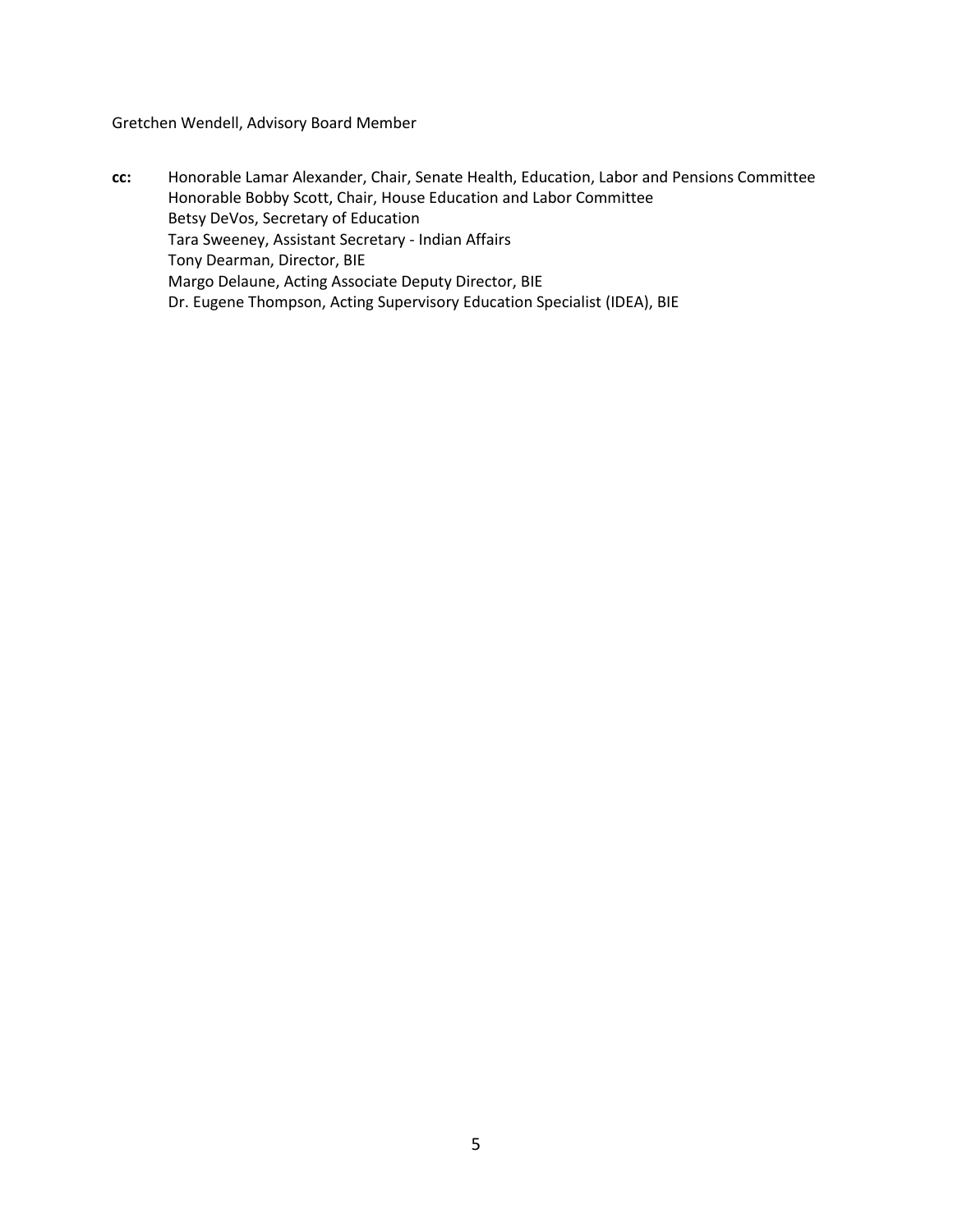Gretchen Wendell, Advisory Board Member

**cc:** Honorable Lamar Alexander, Chair, Senate Health, Education, Labor and Pensions Committee
Honorable Bobby Scott, Chair, House Education and Labor Committee
Betsy DeVos, Secretary of Education
Tara Sweeney, Assistant Secretary - Indian Affairs
Tony Dearman, Director, BIE
Margo Delaune, Acting Associate Deputy Director, BIE
Dr. Eugene Thompson, Acting Supervisory Education Specialist (IDEA), BIE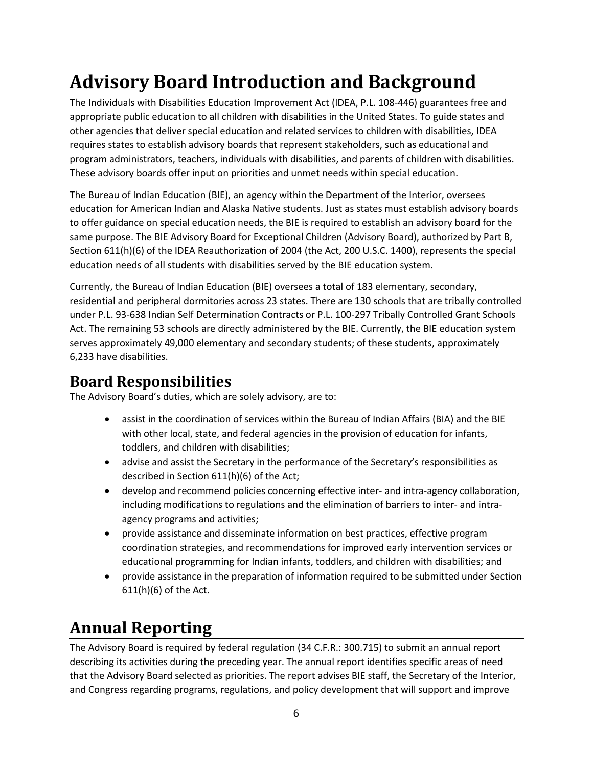# Advisory Board Introduction and Background

The Individuals with Disabilities Education Improvement Act (IDEA, P.L. 108-446) guarantees free and appropriate public education to all children with disabilities in the United States. To guide states and other agencies that deliver special education and related services to children with disabilities, IDEA requires states to establish advisory boards that represent stakeholders, such as educational and program administrators, teachers, individuals with disabilities, and parents of children with disabilities. These advisory boards offer input on priorities and unmet needs within special education.

The Bureau of Indian Education (BIE), an agency within the Department of the Interior, oversees education for American Indian and Alaska Native students. Just as states must establish advisory boards to offer guidance on special education needs, the BIE is required to establish an advisory board for the same purpose. The BIE Advisory Board for Exceptional Children (Advisory Board), authorized by Part B, Section 611(h)(6) of the IDEA Reauthorization of 2004 (the Act, 200 U.S.C. 1400), represents the special education needs of all students with disabilities served by the BIE education system.

Currently, the Bureau of Indian Education (BIE) oversees a total of 183 elementary, secondary, residential and peripheral dormitories across 23 states. There are 130 schools that are tribally controlled under P.L. 93-638 Indian Self Determination Contracts or P.L. 100-297 Tribally Controlled Grant Schools Act. The remaining 53 schools are directly administered by the BIE. Currently, the BIE education system serves approximately 49,000 elementary and secondary students; of these students, approximately 6,233 have disabilities.

## Board Responsibilities

The Advisory Board's duties, which are solely advisory, are to:

- assist in the coordination of services within the Bureau of Indian Affairs (BIA) and the BIE with other local, state, and federal agencies in the provision of education for infants, toddlers, and children with disabilities;
- advise and assist the Secretary in the performance of the Secretary's responsibilities as described in Section 611(h)(6) of the Act;
- develop and recommend policies concerning effective inter- and intra-agency collaboration, including modifications to regulations and the elimination of barriers to inter- and intra-agency programs and activities;
- provide assistance and disseminate information on best practices, effective program coordination strategies, and recommendations for improved early intervention services or educational programming for Indian infants, toddlers, and children with disabilities; and
- provide assistance in the preparation of information required to be submitted under Section 611(h)(6) of the Act.

# Annual Reporting

The Advisory Board is required by federal regulation (34 C.F.R.: 300.715) to submit an annual report describing its activities during the preceding year. The annual report identifies specific areas of need that the Advisory Board selected as priorities. The report advises BIE staff, the Secretary of the Interior, and Congress regarding programs, regulations, and policy development that will support and improve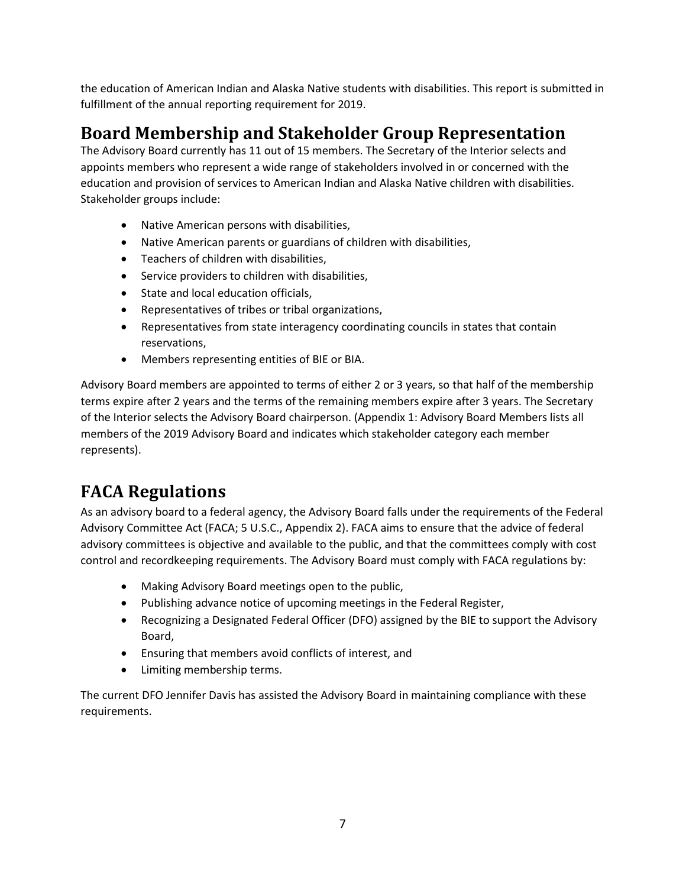the education of American Indian and Alaska Native students with disabilities. This report is submitted in fulfillment of the annual reporting requirement for 2019.

## Board Membership and Stakeholder Group Representation

The Advisory Board currently has 11 out of 15 members. The Secretary of the Interior selects and appoints members who represent a wide range of stakeholders involved in or concerned with the education and provision of services to American Indian and Alaska Native children with disabilities. Stakeholder groups include:

- Native American persons with disabilities,
- Native American parents or guardians of children with disabilities,
- Teachers of children with disabilities,
- Service providers to children with disabilities,
- State and local education officials,
- Representatives of tribes or tribal organizations,
- Representatives from state interagency coordinating councils in states that contain reservations,
- Members representing entities of BIE or BIA.

Advisory Board members are appointed to terms of either 2 or 3 years, so that half of the membership terms expire after 2 years and the terms of the remaining members expire after 3 years. The Secretary of the Interior selects the Advisory Board chairperson. (Appendix 1: Advisory Board Members lists all members of the 2019 Advisory Board and indicates which stakeholder category each member represents).

## FACA Regulations

As an advisory board to a federal agency, the Advisory Board falls under the requirements of the Federal Advisory Committee Act (FACA; 5 U.S.C., Appendix 2). FACA aims to ensure that the advice of federal advisory committees is objective and available to the public, and that the committees comply with cost control and recordkeeping requirements. The Advisory Board must comply with FACA regulations by:

- Making Advisory Board meetings open to the public,
- Publishing advance notice of upcoming meetings in the Federal Register,
- Recognizing a Designated Federal Officer (DFO) assigned by the BIE to support the Advisory Board,
- Ensuring that members avoid conflicts of interest, and
- Limiting membership terms.

The current DFO Jennifer Davis has assisted the Advisory Board in maintaining compliance with these requirements.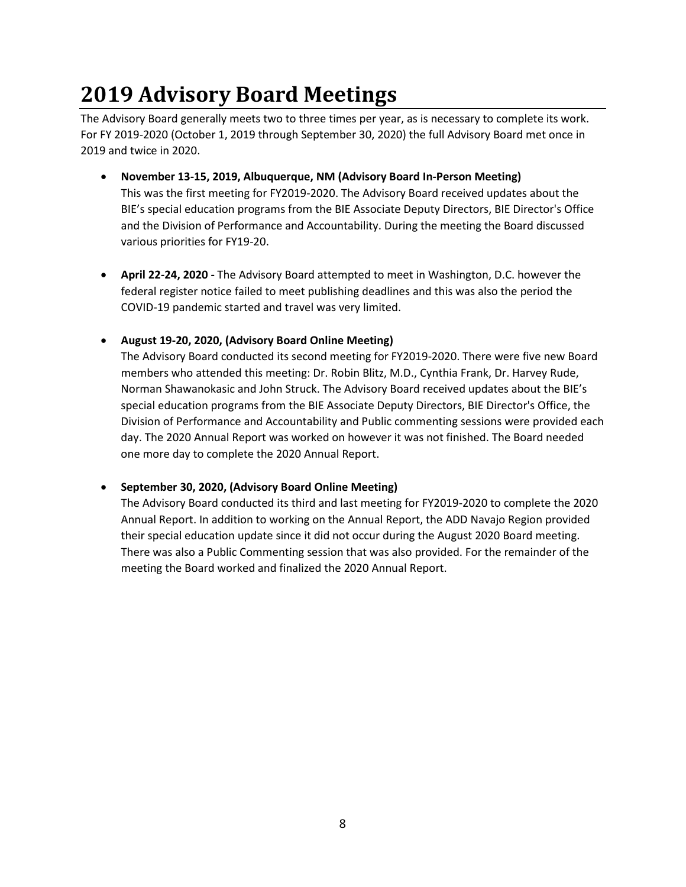# 2019 Advisory Board Meetings

The Advisory Board generally meets two to three times per year, as is necessary to complete its work. For FY 2019-2020 (October 1, 2019 through September 30, 2020) the full Advisory Board met once in 2019 and twice in 2020.

- **November 13-15, 2019, Albuquerque, NM (Advisory Board In-Person Meeting)**
  This was the first meeting for FY2019-2020. The Advisory Board received updates about the BIE's special education programs from the BIE Associate Deputy Directors, BIE Director's Office and the Division of Performance and Accountability. During the meeting the Board discussed various priorities for FY19-20.

- **April 22-24, 2020 -** The Advisory Board attempted to meet in Washington, D.C. however the federal register notice failed to meet publishing deadlines and this was also the period the COVID-19 pandemic started and travel was very limited.

- **August 19-20, 2020, (Advisory Board Online Meeting)**
  The Advisory Board conducted its second meeting for FY2019-2020. There were five new Board members who attended this meeting: Dr. Robin Blitz, M.D., Cynthia Frank, Dr. Harvey Rude, Norman Shawanokasic and John Struck. The Advisory Board received updates about the BIE's special education programs from the BIE Associate Deputy Directors, BIE Director's Office, the Division of Performance and Accountability and Public commenting sessions were provided each day. The 2020 Annual Report was worked on however it was not finished. The Board needed one more day to complete the 2020 Annual Report.

- **September 30, 2020, (Advisory Board Online Meeting)**
  The Advisory Board conducted its third and last meeting for FY2019-2020 to complete the 2020 Annual Report. In addition to working on the Annual Report, the ADD Navajo Region provided their special education update since it did not occur during the August 2020 Board meeting. There was also a Public Commenting session that was also provided. For the remainder of the meeting the Board worked and finalized the 2020 Annual Report.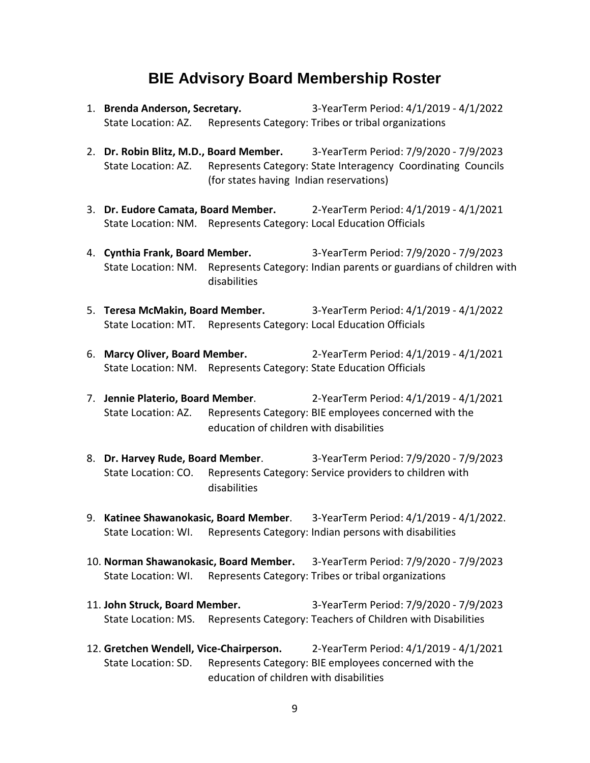# BIE Advisory Board Membership Roster

1. **Brenda Anderson, Secretary.** 3-YearTerm Period: 4/1/2019 - 4/1/2022
   State Location: AZ. Represents Category: Tribes or tribal organizations

2. **Dr. Robin Blitz, M.D., Board Member.** 3-YearTerm Period: 7/9/2020 - 7/9/2023
   State Location: AZ. Represents Category: State Interagency Coordinating Councils (for states having Indian reservations)

3. **Dr. Eudore Camata, Board Member.** 2-YearTerm Period: 4/1/2019 - 4/1/2021
   State Location: NM. Represents Category: Local Education Officials

4. **Cynthia Frank, Board Member.** 3-YearTerm Period: 7/9/2020 - 7/9/2023
   State Location: NM. Represents Category: Indian parents or guardians of children with disabilities

5. **Teresa McMakin, Board Member.** 3-YearTerm Period: 4/1/2019 - 4/1/2022
   State Location: MT. Represents Category: Local Education Officials

6. **Marcy Oliver, Board Member.** 2-YearTerm Period: 4/1/2019 - 4/1/2021
   State Location: NM. Represents Category: State Education Officials

7. **Jennie Platerio, Board Member**. 2-YearTerm Period: 4/1/2019 - 4/1/2021
   State Location: AZ. Represents Category: BIE employees concerned with the education of children with disabilities

8. **Dr. Harvey Rude, Board Member**. 3-YearTerm Period: 7/9/2020 - 7/9/2023
   State Location: CO. Represents Category: Service providers to children with disabilities

9. **Katinee Shawanokasic, Board Member**. 3-YearTerm Period: 4/1/2019 - 4/1/2022.
   State Location: WI. Represents Category: Indian persons with disabilities

10. **Norman Shawanokasic, Board Member.** 3-YearTerm Period: 7/9/2020 - 7/9/2023
    State Location: WI. Represents Category: Tribes or tribal organizations

11. **John Struck, Board Member.** 3-YearTerm Period: 7/9/2020 - 7/9/2023
    State Location: MS. Represents Category: Teachers of Children with Disabilities

12. **Gretchen Wendell, Vice-Chairperson.** 2-YearTerm Period: 4/1/2019 - 4/1/2021
    State Location: SD. Represents Category: BIE employees concerned with the education of children with disabilities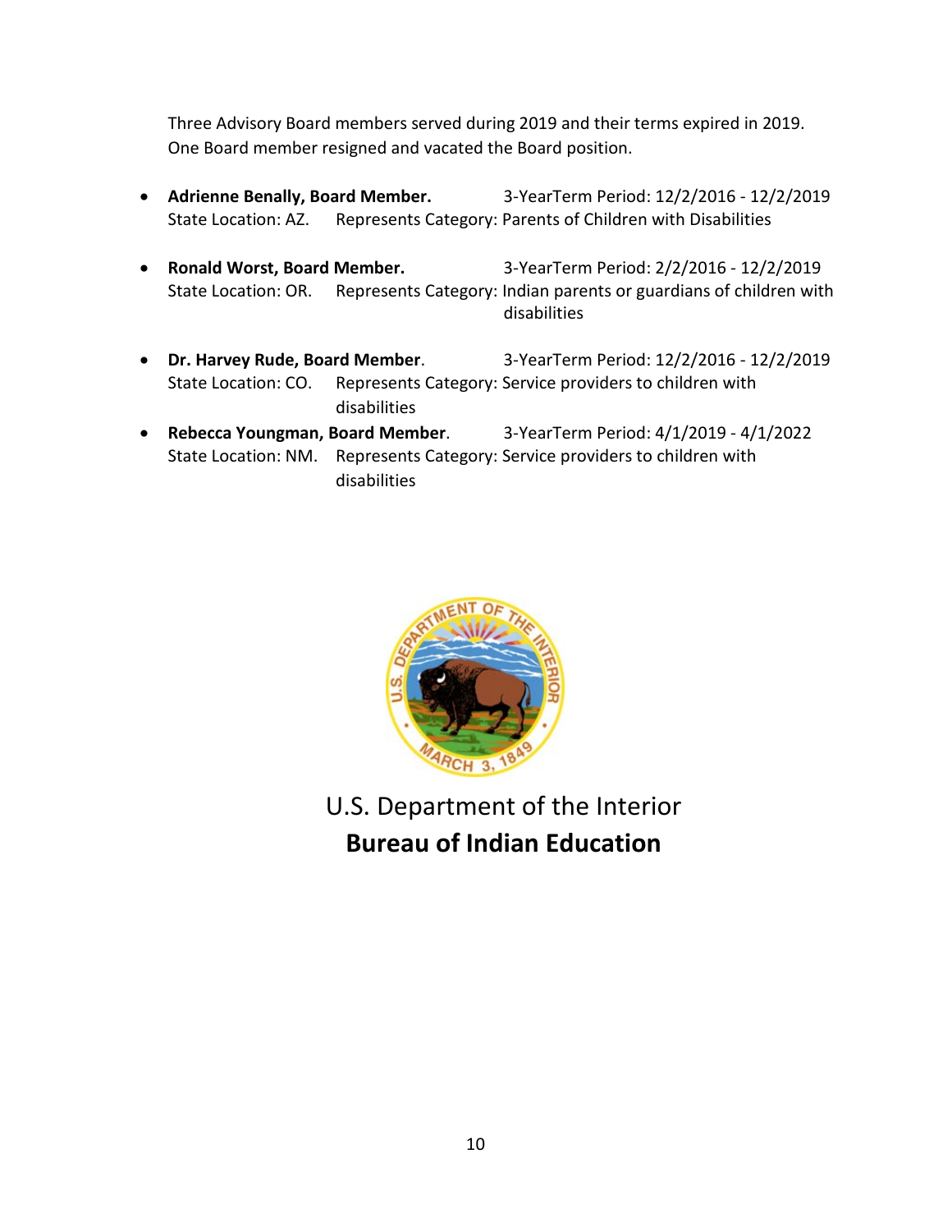Three Advisory Board members served during 2019 and their terms expired in 2019. One Board member resigned and vacated the Board position.

- **Adrienne Benally, Board Member.** 3-YearTerm Period: 12/2/2016 - 12/2/2019
  State Location: AZ. Represents Category: Parents of Children with Disabilities
- **Ronald Worst, Board Member.** 3-YearTerm Period: 2/2/2016 - 12/2/2019
  State Location: OR. Represents Category: Indian parents or guardians of children with disabilities
- **Dr. Harvey Rude, Board Member**. 3-YearTerm Period: 12/2/2016 - 12/2/2019
  State Location: CO. Represents Category: Service providers to children with disabilities
- **Rebecca Youngman, Board Member**. 3-YearTerm Period: 4/1/2019 - 4/1/2022
  State Location: NM. Represents Category: Service providers to children with disabilities

U.S. Department of the Interior

**Bureau of Indian Education**